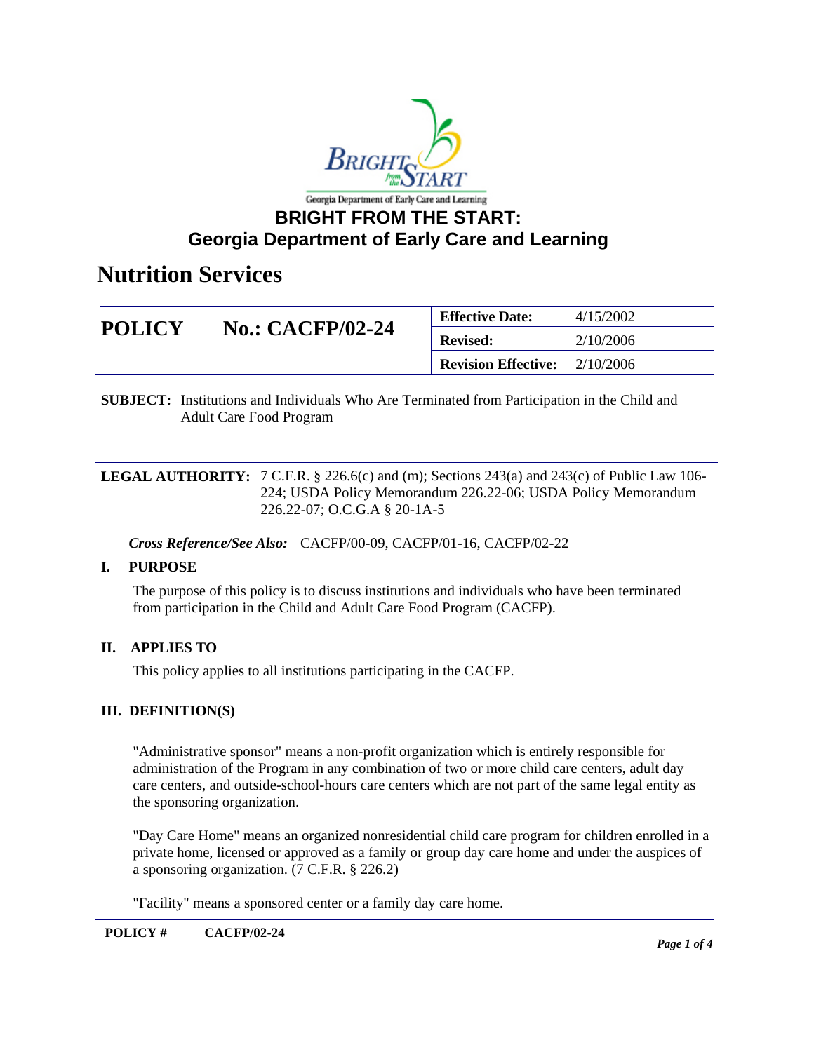# BRIGHT FROM THE START: Georgia Department of Early Care and Learning

## Nutrition Services

| POLICY | No.: CACFP/02-24 | Effective Date: | 4/15/2002 |
|---|---|---|---|
| | | Revised: | 2/10/2006 |
| | | Revision Effective: | 2/10/2006 |

**SUBJECT:** Institutions and Individuals Who Are Terminated from Participation in the Child and Adult Care Food Program

**LEGAL AUTHORITY:** 7 C.F.R. § 226.6(c) and (m); Sections 243(a) and 243(c) of Public Law 106-224; USDA Policy Memorandum 226.22-06; USDA Policy Memorandum 226.22-07; O.C.G.A § 20-1A-5

***Cross Reference/See Also:*** CACFP/00-09, CACFP/01-16, CACFP/02-22

### I. PURPOSE

The purpose of this policy is to discuss institutions and individuals who have been terminated from participation in the Child and Adult Care Food Program (CACFP).

### II. APPLIES TO

This policy applies to all institutions participating in the CACFP.

### III. DEFINITION(S)

"Administrative sponsor" means a non-profit organization which is entirely responsible for administration of the Program in any combination of two or more child care centers, adult day care centers, and outside-school-hours care centers which are not part of the same legal entity as the sponsoring organization.

"Day Care Home" means an organized nonresidential child care program for children enrolled in a private home, licensed or approved as a family or group day care home and under the auspices of a sponsoring organization. (7 C.F.R. § 226.2)

"Facility" means a sponsored center or a family day care home.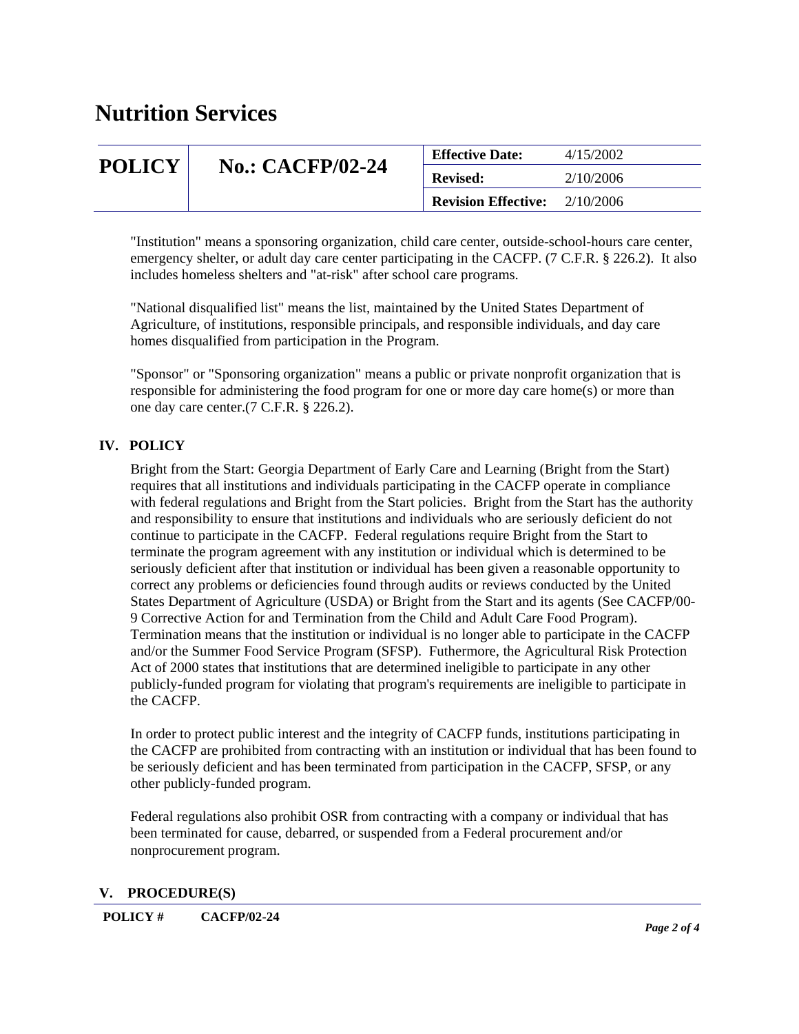"Institution" means a sponsoring organization, child care center, outside-school-hours care center, emergency shelter, or adult day care center participating in the CACFP. (7 C.F.R. § 226.2). It also includes homeless shelters and "at-risk" after school care programs.

"National disqualified list" means the list, maintained by the United States Department of Agriculture, of institutions, responsible principals, and responsible individuals, and day care homes disqualified from participation in the Program.

"Sponsor" or "Sponsoring organization" means a public or private nonprofit organization that is responsible for administering the food program for one or more day care home(s) or more than one day care center.(7 C.F.R. § 226.2).

## IV. POLICY

Bright from the Start: Georgia Department of Early Care and Learning (Bright from the Start) requires that all institutions and individuals participating in the CACFP operate in compliance with federal regulations and Bright from the Start policies. Bright from the Start has the authority and responsibility to ensure that institutions and individuals who are seriously deficient do not continue to participate in the CACFP. Federal regulations require Bright from the Start to terminate the program agreement with any institution or individual which is determined to be seriously deficient after that institution or individual has been given a reasonable opportunity to correct any problems or deficiencies found through audits or reviews conducted by the United States Department of Agriculture (USDA) or Bright from the Start and its agents (See CACFP/00-9 Corrective Action for and Termination from the Child and Adult Care Food Program). Termination means that the institution or individual is no longer able to participate in the CACFP and/or the Summer Food Service Program (SFSP). Futhermore, the Agricultural Risk Protection Act of 2000 states that institutions that are determined ineligible to participate in any other publicly-funded program for violating that program's requirements are ineligible to participate in the CACFP.

In order to protect public interest and the integrity of CACFP funds, institutions participating in the CACFP are prohibited from contracting with an institution or individual that has been found to be seriously deficient and has been terminated from participation in the CACFP, SFSP, or any other publicly-funded program.

Federal regulations also prohibit OSR from contracting with a company or individual that has been terminated for cause, debarred, or suspended from a Federal procurement and/or nonprocurement program.

## V. PROCEDURE(S)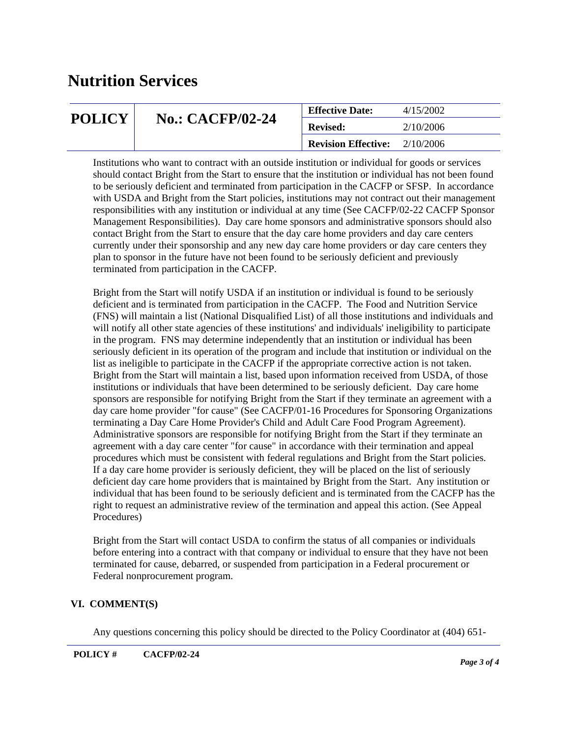Institutions who want to contract with an outside institution or individual for goods or services should contact Bright from the Start to ensure that the institution or individual has not been found to be seriously deficient and terminated from participation in the CACFP or SFSP. In accordance with USDA and Bright from the Start policies, institutions may not contract out their management responsibilities with any institution or individual at any time (See CACFP/02-22 CACFP Sponsor Management Responsibilities). Day care home sponsors and administrative sponsors should also contact Bright from the Start to ensure that the day care home providers and day care centers currently under their sponsorship and any new day care home providers or day care centers they plan to sponsor in the future have not been found to be seriously deficient and previously terminated from participation in the CACFP.

Bright from the Start will notify USDA if an institution or individual is found to be seriously deficient and is terminated from participation in the CACFP. The Food and Nutrition Service (FNS) will maintain a list (National Disqualified List) of all those institutions and individuals and will notify all other state agencies of these institutions' and individuals' ineligibility to participate in the program. FNS may determine independently that an institution or individual has been seriously deficient in its operation of the program and include that institution or individual on the list as ineligible to participate in the CACFP if the appropriate corrective action is not taken. Bright from the Start will maintain a list, based upon information received from USDA, of those institutions or individuals that have been determined to be seriously deficient. Day care home sponsors are responsible for notifying Bright from the Start if they terminate an agreement with a day care home provider "for cause" (See CACFP/01-16 Procedures for Sponsoring Organizations terminating a Day Care Home Provider's Child and Adult Care Food Program Agreement). Administrative sponsors are responsible for notifying Bright from the Start if they terminate an agreement with a day care center "for cause" in accordance with their termination and appeal procedures which must be consistent with federal regulations and Bright from the Start policies. If a day care home provider is seriously deficient, they will be placed on the list of seriously deficient day care home providers that is maintained by Bright from the Start. Any institution or individual that has been found to be seriously deficient and is terminated from the CACFP has the right to request an administrative review of the termination and appeal this action. (See Appeal Procedures)

Bright from the Start will contact USDA to confirm the status of all companies or individuals before entering into a contract with that company or individual to ensure that they have not been terminated for cause, debarred, or suspended from participation in a Federal procurement or Federal nonprocurement program.

## VI. COMMENT(S)

Any questions concerning this policy should be directed to the Policy Coordinator at (404) 651-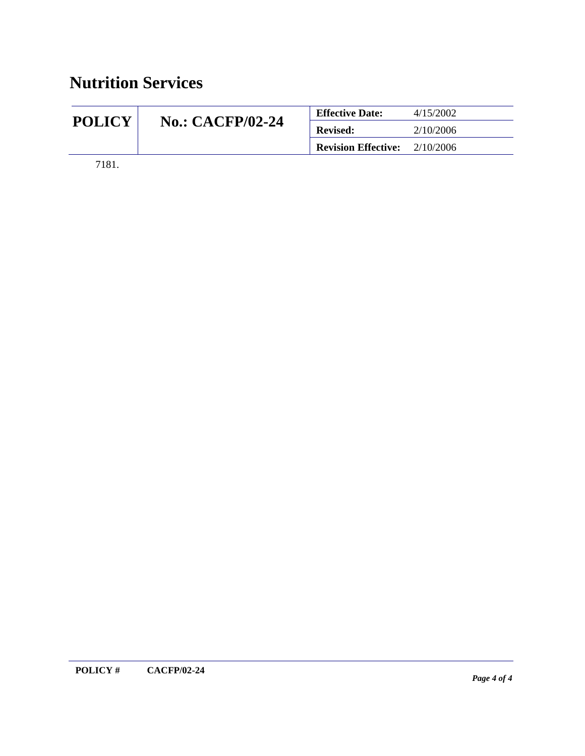# Nutrition Services

| POLICY | No.: CACFP/02-24 | Effective Date: | 4/15/2002 |
|---|---|---|---|
| | | Revised: | 2/10/2006 |
| | | Revision Effective: | 2/10/2006 |

7181.